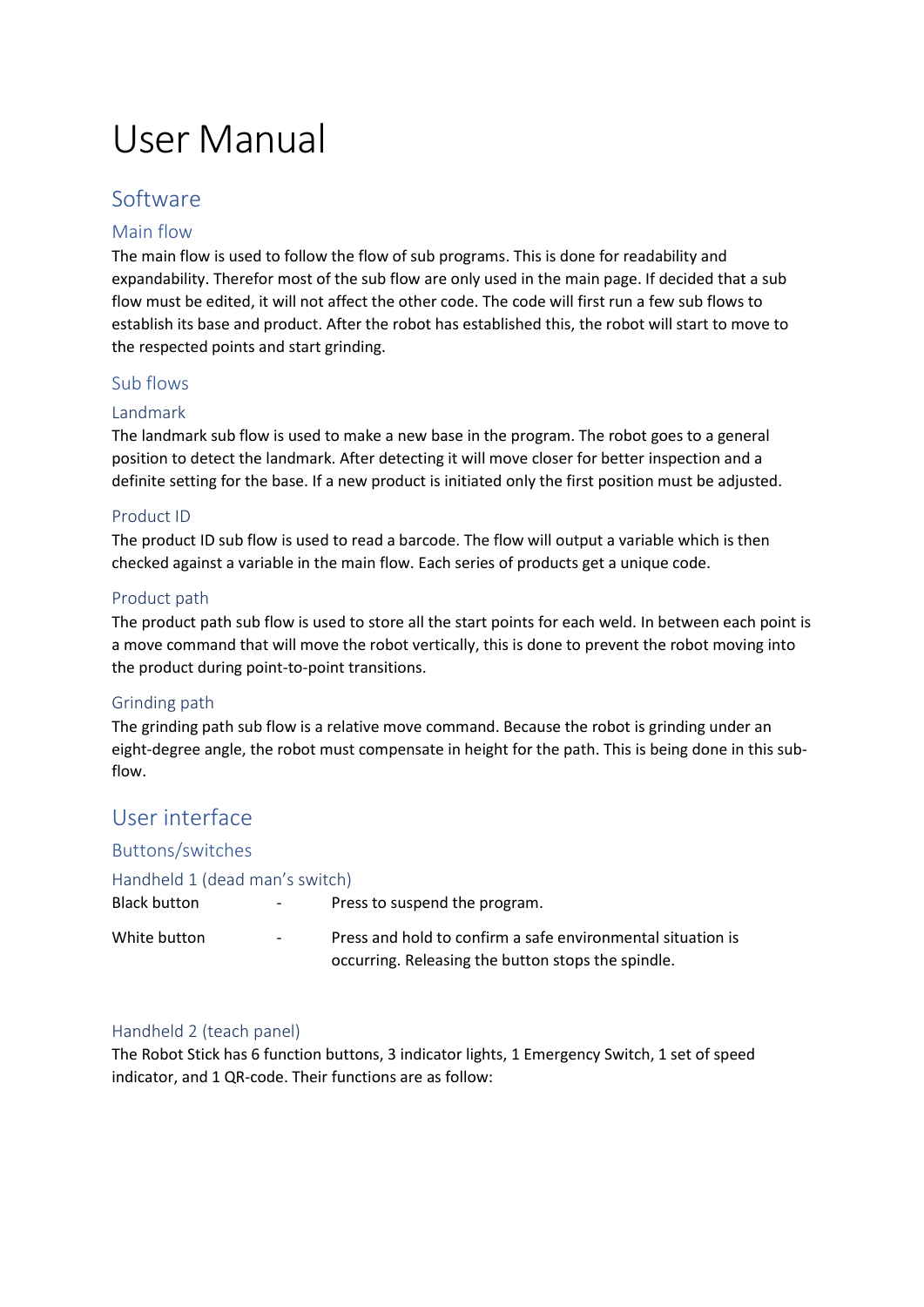# User Manual

## Software

### Main flow

The main flow is used to follow the flow of sub programs. This is done for readability and expandability. Therefor most of the sub flow are only used in the main page. If decided that a sub flow must be edited, it will not affect the other code. The code will first run a few sub flows to establish its base and product. After the robot has established this, the robot will start to move to the respected points and start grinding.

### Sub flows

#### Landmark

The landmark sub flow is used to make a new base in the program. The robot goes to a general position to detect the landmark. After detecting it will move closer for better inspection and a definite setting for the base. If a new product is initiated only the first position must be adjusted.

#### Product ID

The product ID sub flow is used to read a barcode. The flow will output a variable which is then checked against a variable in the main flow. Each series of products get a unique code.

#### Product path

The product path sub flow is used to store all the start points for each weld. In between each point is a move command that will move the robot vertically, this is done to prevent the robot moving into the product during point-to-point transitions.

#### Grinding path

The grinding path sub flow is a relative move command. Because the robot is grinding under an eight-degree angle, the robot must compensate in height for the path. This is being done in this sub-flow.

## User interface

### Buttons/switches

#### Handheld 1 (dead man's switch)

Black button - Press to suspend the program.

White button - Press and hold to confirm a safe environmental situation is occurring. Releasing the button stops the spindle.

#### Handheld 2 (teach panel)

The Robot Stick has 6 function buttons, 3 indicator lights, 1 Emergency Switch, 1 set of speed indicator, and 1 QR-code. Their functions are as follow: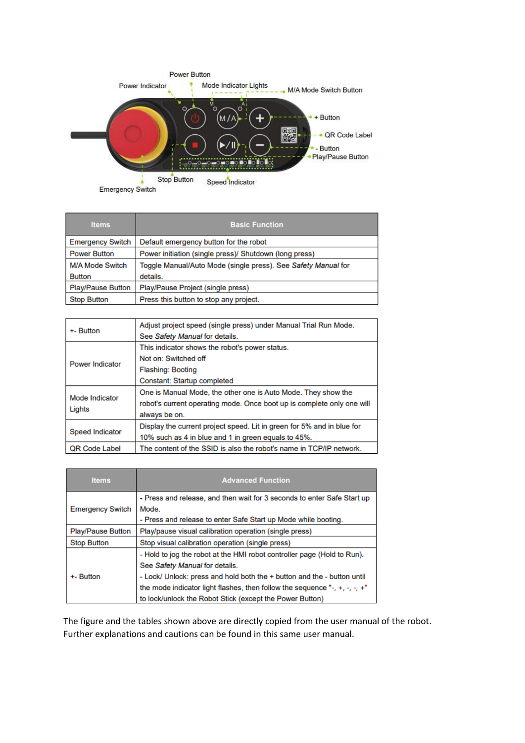| Items | Basic Function |
|---|---|
| Emergency Switch | Default emergency button for the robot |
| Power Button | Power initiation (single press)/ Shutdown (long press) |
| M/A Mode Switch Button | Toggle Manual/Auto Mode (single press). See *Safety Manual* for details. |
| Play/Pause Button | Play/Pause Project (single press) |
| Stop Button | Press this button to stop any project. |

| | |
|---|---|
| +- Button | Adjust project speed (single press) under Manual Trial Run Mode. See *Safety Manual* for details. |
| Power Indicator | This indicator shows the robot's power status.<br>Not on: Switched off<br>Flashing: Booting<br>Constant: Startup completed |
| Mode Indicator Lights | One is Manual Mode, the other one is Auto Mode. They show the robot's current operating mode. Once boot up is complete only one will always be on. |
| Speed Indicator | Display the current project speed. Lit in green for 5% and in blue for 10% such as 4 in blue and 1 in green equals to 45%. |
| QR Code Label | The content of the SSID is also the robot's name in TCP/IP network. |

| Items | Advanced Function |
|---|---|
| Emergency Switch | - Press and release, and then wait for 3 seconds to enter Safe Start up Mode.<br>- Press and release to enter Safe Start up Mode while booting. |
| Play/Pause Button | Play/pause visual calibration operation (single press) |
| Stop Button | Stop visual calibration operation (single press) |
| +- Button | - Hold to jog the robot at the HMI robot controller page (Hold to Run). See *Safety Manual* for details.<br>- Lock/ Unlock: press and hold both the + button and the - button until the mode indicator light flashes, then follow the sequence "-, +, -, -, +" to lock/unlock the Robot Stick (except the Power Button) |

The figure and the tables shown above are directly copied from the user manual of the robot. Further explanations and cautions can be found in this same user manual.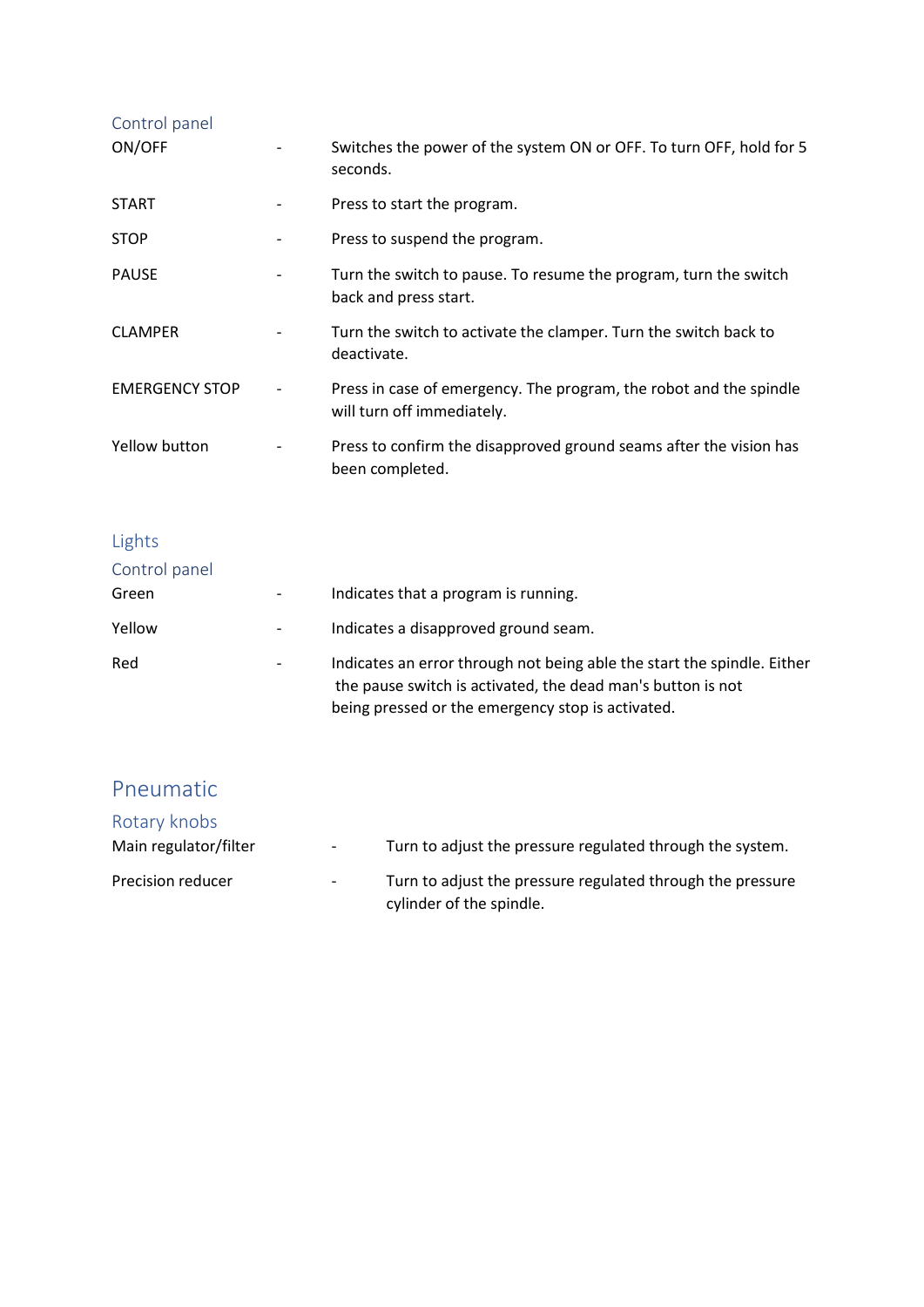### Control panel

| | | |
|---|---|---|
| ON/OFF | - | Switches the power of the system ON or OFF. To turn OFF, hold for 5 seconds. |
| START | - | Press to start the program. |
| STOP | - | Press to suspend the program. |
| PAUSE | - | Turn the switch to pause. To resume the program, turn the switch back and press start. |
| CLAMPER | - | Turn the switch to activate the clamper. Turn the switch back to deactivate. |
| EMERGENCY STOP | - | Press in case of emergency. The program, the robot and the spindle will turn off immediately. |
| Yellow button | - | Press to confirm the disapproved ground seams after the vision has been completed. |

### Lights

### Control panel

| | | |
|---|---|---|
| Green | - | Indicates that a program is running. |
| Yellow | - | Indicates a disapproved ground seam. |
| Red | - | Indicates an error through not being able the start the spindle. Either the pause switch is activated, the dead man's button is not being pressed or the emergency stop is activated. |

## Pneumatic

### Rotary knobs

| | | |
|---|---|---|
| Main regulator/filter | - | Turn to adjust the pressure regulated through the system. |
| Precision reducer | - | Turn to adjust the pressure regulated through the pressure cylinder of the spindle. |